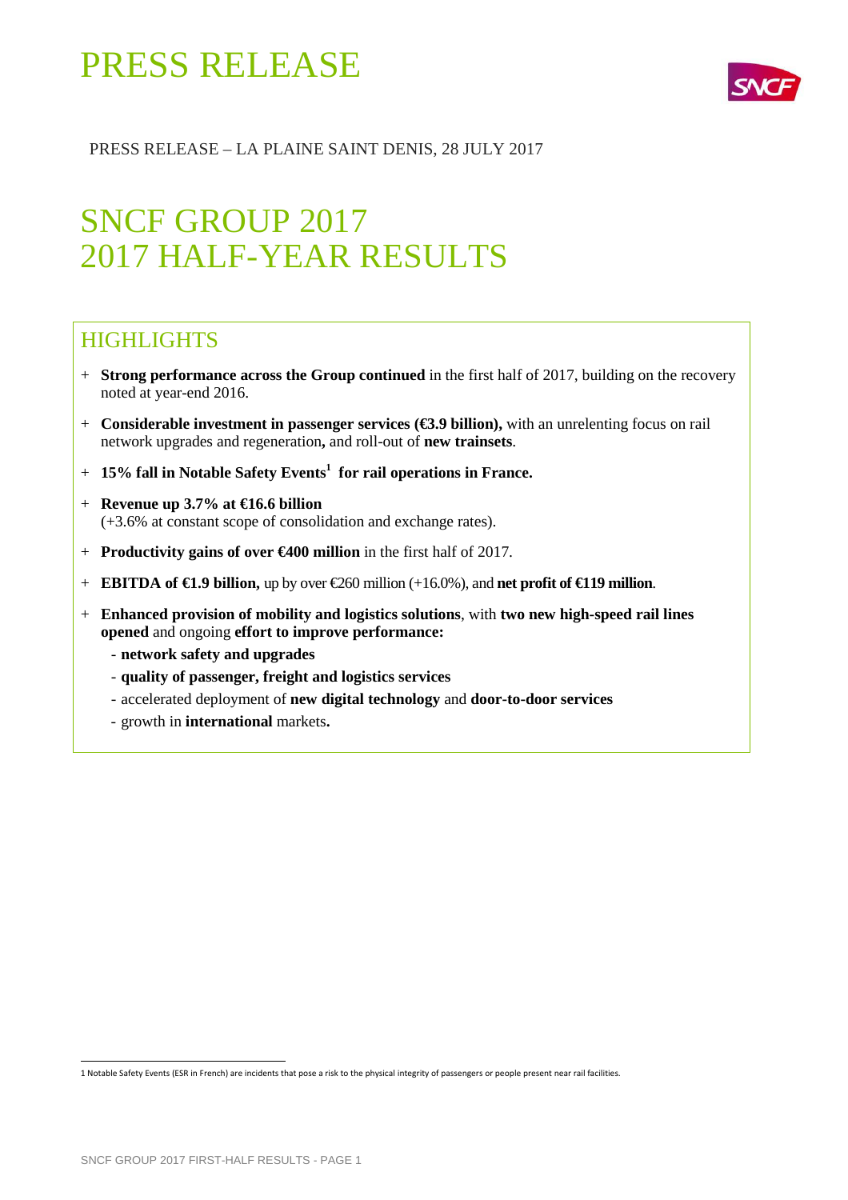# PRESS RELEASE

PRESS RELEASE – LA PLAINE SAINT DENIS, 28 JULY 2017

# SNCF GROUP 2017
# 2017 HALF-YEAR RESULTS

## HIGHLIGHTS

+ **Strong performance across the Group continued** in the first half of 2017, building on the recovery noted at year-end 2016.
+ **Considerable investment in passenger services (€3.9 billion),** with an unrelenting focus on rail network upgrades and regeneration**,** and roll-out of **new trainsets**.
+ **15% fall in Notable Safety Events[1] for rail operations in France.**
+ **Revenue up 3.7% at €16.6 billion**
  (+3.6% at constant scope of consolidation and exchange rates).
+ **Productivity gains of over €400 million** in the first half of 2017.
+ **EBITDA of €1.9 billion,** up by over €260 million (+16.0%), and **net profit of €119 million**.
+ **Enhanced provision of mobility and logistics solutions**, with **two new high-speed rail lines opened** and ongoing **effort to improve performance:**
  - **network safety and upgrades**
  - **quality of passenger, freight and logistics services**
  - accelerated deployment of **new digital technology** and **door-to-door services**
  - growth in **international** markets**.**

1 Notable Safety Events (ESR in French) are incidents that pose a risk to the physical integrity of passengers or people present near rail facilities.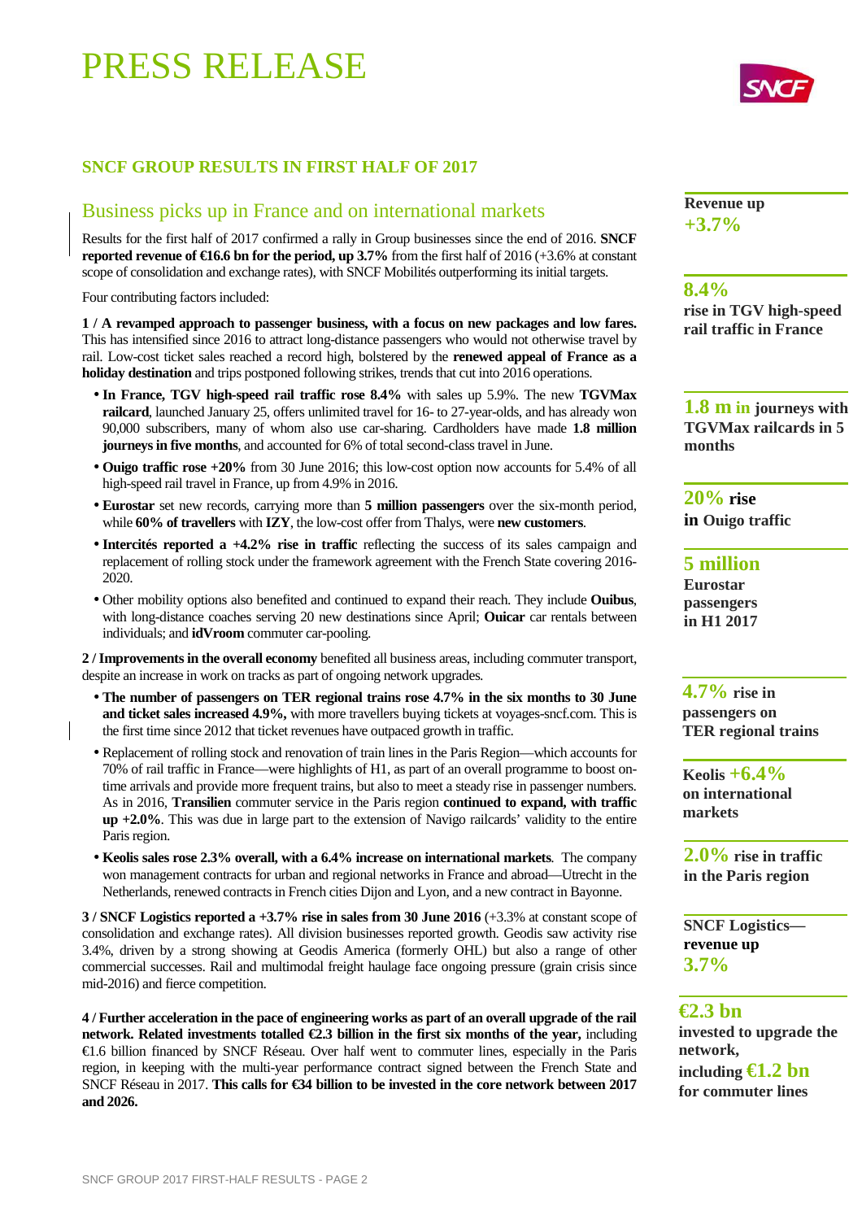# PRESS RELEASE

## SNCF GROUP RESULTS IN FIRST HALF OF 2017

### Business picks up in France and on international markets

Results for the first half of 2017 confirmed a rally in Group businesses since the end of 2016. **SNCF reported revenue of €16.6 bn for the period, up 3.7%** from the first half of 2016 (+3.6% at constant scope of consolidation and exchange rates), with SNCF Mobilités outperforming its initial targets.

Four contributing factors included:

**1 / A revamped approach to passenger business, with a focus on new packages and low fares.** This has intensified since 2016 to attract long-distance passengers who would not otherwise travel by rail. Low-cost ticket sales reached a record high, bolstered by the **renewed appeal of France as a holiday destination** and trips postponed following strikes, trends that cut into 2016 operations.

- **In France, TGV high-speed rail traffic rose 8.4%** with sales up 5.9%. The new **TGVMax railcard**, launched January 25, offers unlimited travel for 16- to 27-year-olds, and has already won 90,000 subscribers, many of whom also use car-sharing. Cardholders have made **1.8 million journeys in five months**, and accounted for 6% of total second-class travel in June.
- **Ouigo traffic rose +20%** from 30 June 2016; this low-cost option now accounts for 5.4% of all high-speed rail travel in France, up from 4.9% in 2016.
- **Eurostar** set new records, carrying more than **5 million passengers** over the six-month period, while **60% of travellers** with **IZY**, the low-cost offer from Thalys, were **new customers**.
- **Intercités reported a +4.2% rise in traffic** reflecting the success of its sales campaign and replacement of rolling stock under the framework agreement with the French State covering 2016-2020.
- Other mobility options also benefited and continued to expand their reach. They include **Ouibus**, with long-distance coaches serving 20 new destinations since April; **Ouicar** car rentals between individuals; and **idVroom** commuter car-pooling.

**2 / Improvements in the overall economy** benefited all business areas, including commuter transport, despite an increase in work on tracks as part of ongoing network upgrades.

- **The number of passengers on TER regional trains rose 4.7% in the six months to 30 June and ticket sales increased 4.9%,** with more travellers buying tickets at voyages-sncf.com. This is the first time since 2012 that ticket revenues have outpaced growth in traffic.
- Replacement of rolling stock and renovation of train lines in the Paris Region—which accounts for 70% of rail traffic in France—were highlights of H1, as part of an overall programme to boost on-time arrivals and provide more frequent trains, but also to meet a steady rise in passenger numbers. As in 2016, **Transilien** commuter service in the Paris region **continued to expand, with traffic up +2.0%**. This was due in large part to the extension of Navigo railcards' validity to the entire Paris region.
- **Keolis sales rose 2.3% overall, with a 6.4% increase on international markets**. The company won management contracts for urban and regional networks in France and abroad—Utrecht in the Netherlands, renewed contracts in French cities Dijon and Lyon, and a new contract in Bayonne.

**3 / SNCF Logistics reported a +3.7% rise in sales from 30 June 2016** (+3.3% at constant scope of consolidation and exchange rates). All division businesses reported growth. Geodis saw activity rise 3.4%, driven by a strong showing at Geodis America (formerly OHL) but also a range of other commercial successes. Rail and multimodal freight haulage face ongoing pressure (grain crisis since mid-2016) and fierce competition.

**4 / Further acceleration in the pace of engineering works as part of an overall upgrade of the rail network. Related investments totalled €2.3 billion in the first six months of the year,** including €1.6 billion financed by SNCF Réseau. Over half went to commuter lines, especially in the Paris region, in keeping with the multi-year performance contract signed between the French State and SNCF Réseau in 2017. **This calls for €34 billion to be invested in the core network between 2017 and 2026.**

---

**Revenue up +3.7%**

**8.4%** rise in TGV high-speed rail traffic in France

**1.8 m in journeys with TGVMax railcards in 5 months**

**20% rise in Ouigo traffic**

**5 million Eurostar passengers in H1 2017**

**4.7% rise in passengers on TER regional trains**

**Keolis +6.4% on international markets**

**2.0% rise in traffic in the Paris region**

**SNCF Logistics—revenue up 3.7%**

**€2.3 bn invested to upgrade the network, including €1.2 bn for commuter lines**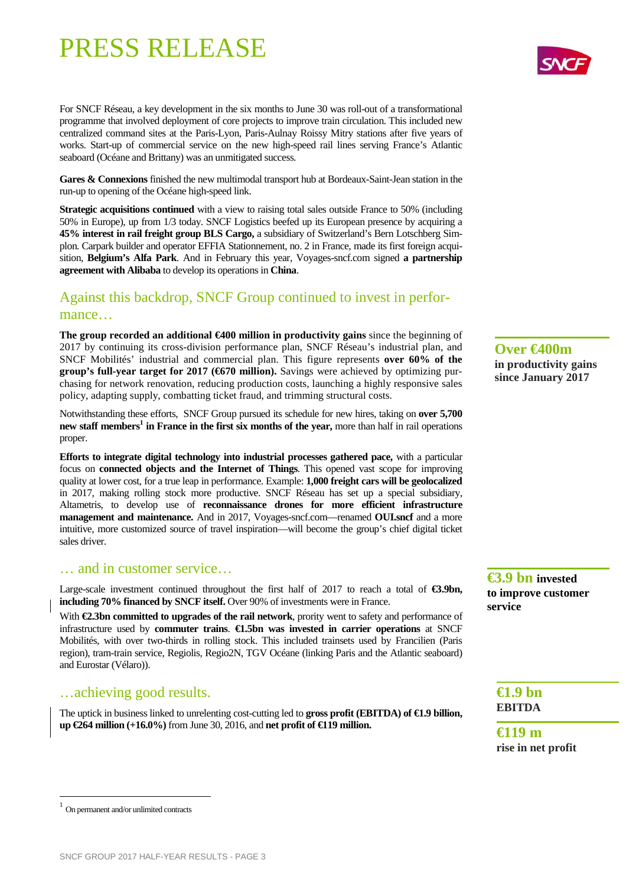# PRESS RELEASE

For SNCF Réseau, a key development in the six months to June 30 was roll-out of a transformational programme that involved deployment of core projects to improve train circulation. This included new centralized command sites at the Paris-Lyon, Paris-Aulnay Roissy Mitry stations after five years of works. Start-up of commercial service on the new high-speed rail lines serving France's Atlantic seaboard (Océane and Brittany) was an unmitigated success.

**Gares & Connexions** finished the new multimodal transport hub at Bordeaux-Saint-Jean station in the run-up to opening of the Océane high-speed link.

**Strategic acquisitions continued** with a view to raising total sales outside France to 50% (including 50% in Europe), up from 1/3 today. SNCF Logistics beefed up its European presence by acquiring a **45% interest in rail freight group BLS Cargo,** a subsidiary of Switzerland's Bern Lotschberg Simplon. Carpark builder and operator EFFIA Stationnement, no. 2 in France, made its first foreign acquisition, **Belgium's Alfa Park**. And in February this year, Voyages-sncf.com signed **a partnership agreement with Alibaba** to develop its operations in **China**.

## Against this backdrop, SNCF Group continued to invest in performance…

**Over €400m**
**in productivity gains since January 2017**

**The group recorded an additional €400 million in productivity gains** since the beginning of 2017 by continuing its cross-division performance plan, SNCF Réseau's industrial plan, and SNCF Mobilités' industrial and commercial plan. This figure represents **over 60% of the group's full-year target for 2017 (€670 million).** Savings were achieved by optimizing purchasing for network renovation, reducing production costs, launching a highly responsive sales policy, adapting supply, combatting ticket fraud, and trimming structural costs.

Notwithstanding these efforts, SNCF Group pursued its schedule for new hires, taking on **over 5,700 new staff members[1] in France in the first six months of the year,** more than half in rail operations proper.

**Efforts to integrate digital technology into industrial processes gathered pace,** with a particular focus on **connected objects and the Internet of Things**. This opened vast scope for improving quality at lower cost, for a true leap in performance. Example: **1,000 freight cars will be geolocalized** in 2017, making rolling stock more productive. SNCF Réseau has set up a special subsidiary, Altametris, to develop use of **reconnaissance drones for more efficient infrastructure management and maintenance.** And in 2017, Voyages-sncf.com—renamed **OUI.sncf** and a more intuitive, more customized source of travel inspiration—will become the group's chief digital ticket sales driver.

## … and in customer service…

**€3.9 bn invested to improve customer service**

Large-scale investment continued throughout the first half of 2017 to reach a total of **€3.9bn, including 70% financed by SNCF itself.** Over 90% of investments were in France.

With **€2.3bn committed to upgrades of the rail network**, prority went to safety and performance of infrastructure used by **commuter trains**. **€1.5bn was invested in carrier operations** at SNCF Mobilités, with over two-thirds in rolling stock. This included trainsets used by Francilien (Paris region), tram-train service, Regiolis, Regio2N, TGV Océane (linking Paris and the Atlantic seaboard) and Eurostar (Vélaro)).

## …achieving good results.

**€1.9 bn**
**EBITDA**

**€119 m**
**rise in net profit**

The uptick in business linked to unrelenting cost-cutting led to **gross profit (EBITDA) of €1.9 billion, up €264 million (+16.0%)** from June 30, 2016, and **net profit of €119 million.**

[1] On permanent and/or unlimited contracts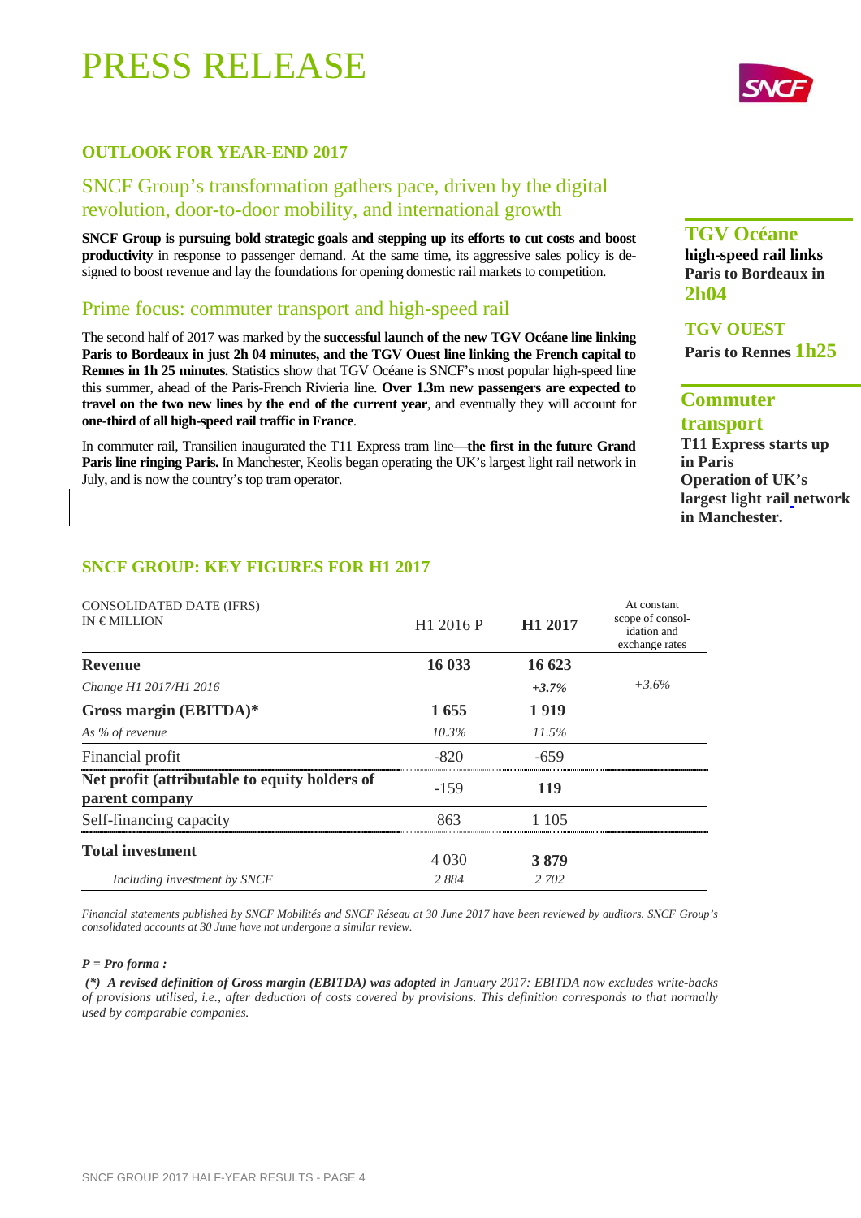# PRESS RELEASE

## OUTLOOK FOR YEAR-END 2017

## SNCF Group's transformation gathers pace, driven by the digital revolution, door-to-door mobility, and international growth

**SNCF Group is pursuing bold strategic goals and stepping up its efforts to cut costs and boost productivity** in response to passenger demand. At the same time, its aggressive sales policy is designed to boost revenue and lay the foundations for opening domestic rail markets to competition.

## Prime focus: commuter transport and high-speed rail

The second half of 2017 was marked by the **successful launch of the new TGV Océane line linking Paris to Bordeaux in just 2h 04 minutes, and the TGV Ouest line linking the French capital to Rennes in 1h 25 minutes.** Statistics show that TGV Océane is SNCF's most popular high-speed line this summer, ahead of the Paris-French Rivieria line. **Over 1.3m new passengers are expected to travel on the two new lines by the end of the current year**, and eventually they will account for **one-third of all high-speed rail traffic in France**.

In commuter rail, Transilien inaugurated the T11 Express tram line—**the first in the future Grand Paris line ringing Paris.** In Manchester, Keolis began operating the UK's largest light rail network in July, and is now the country's top tram operator.

**TGV Océane**
**high-speed rail links Paris to Bordeaux in 2h04**

**TGV OUEST**
**Paris to Rennes 1h25**

**Commuter transport**
**T11 Express starts up in Paris**
**Operation of UK's largest light rail network in Manchester.**

## SNCF GROUP: KEY FIGURES FOR H1 2017

| CONSOLIDATED DATE (IFRS) IN € MILLION | H1 2016 P | **H1 2017** | At constant scope of consolidation and exchange rates |
|---|---|---|---|
| **Revenue** | **16 033** | **16 623** | |
| *Change H1 2017/H1 2016* | | ***+3.7%*** | *+3.6%* |
| **Gross margin (EBITDA)*** | **1 655** | **1 919** | |
| *As % of revenue* | *10.3%* | *11.5%* | |
| Financial profit | -820 | -659 | |
| **Net profit (attributable to equity holders of parent company** | -159 | **119** | |
| Self-financing capacity | 863 | 1 105 | |
| **Total investment** | 4 030 | **3 879** | |
| *Including investment by SNCF* | *2 884* | *2 702* | |

*Financial statements published by SNCF Mobilités and SNCF Réseau at 30 June 2017 have been reviewed by auditors. SNCF Group's consolidated accounts at 30 June have not undergone a similar review.*

***P = Pro forma :***

***(\*) A revised definition of Gross margin (EBITDA) was adopted** in January 2017: EBITDA now excludes write-backs of provisions utilised, i.e., after deduction of costs covered by provisions. This definition corresponds to that normally used by comparable companies.*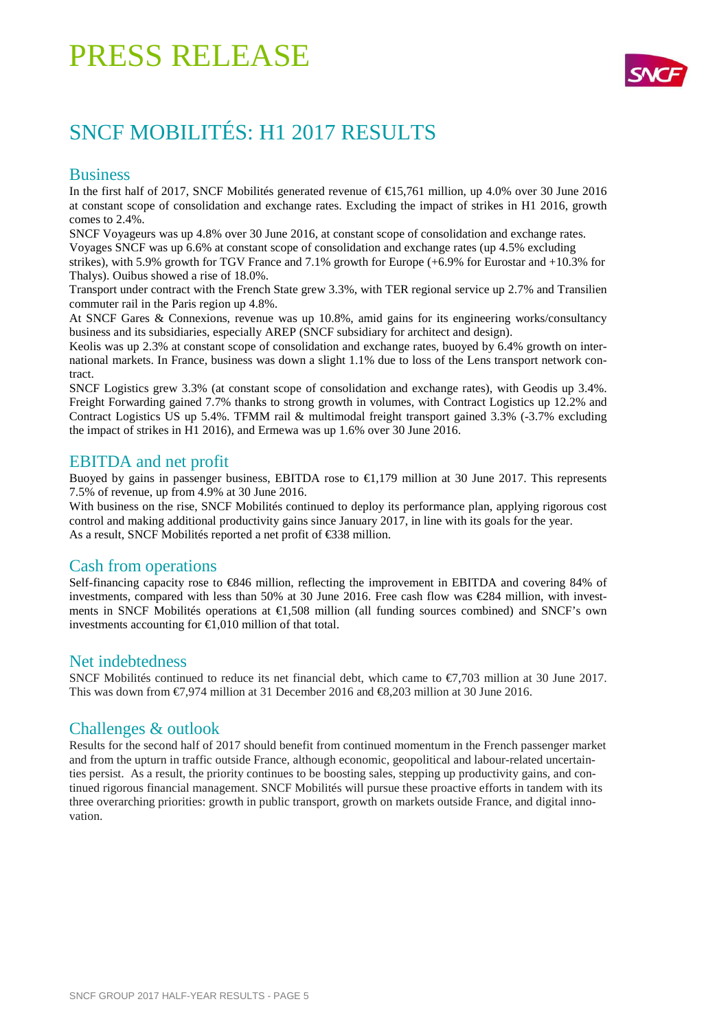# PRESS RELEASE

## SNCF MOBILITÉS: H1 2017 RESULTS

### Business

In the first half of 2017, SNCF Mobilités generated revenue of €15,761 million, up 4.0% over 30 June 2016 at constant scope of consolidation and exchange rates. Excluding the impact of strikes in H1 2016, growth comes to 2.4%.

SNCF Voyageurs was up 4.8% over 30 June 2016, at constant scope of consolidation and exchange rates.
Voyages SNCF was up 6.6% at constant scope of consolidation and exchange rates (up 4.5% excluding strikes), with 5.9% growth for TGV France and 7.1% growth for Europe (+6.9% for Eurostar and +10.3% for Thalys). Ouibus showed a rise of 18.0%.

Transport under contract with the French State grew 3.3%, with TER regional service up 2.7% and Transilien commuter rail in the Paris region up 4.8%.

At SNCF Gares & Connexions, revenue was up 10.8%, amid gains for its engineering works/consultancy business and its subsidiaries, especially AREP (SNCF subsidiary for architect and design).

Keolis was up 2.3% at constant scope of consolidation and exchange rates, buoyed by 6.4% growth on international markets. In France, business was down a slight 1.1% due to loss of the Lens transport network contract.

SNCF Logistics grew 3.3% (at constant scope of consolidation and exchange rates), with Geodis up 3.4%. Freight Forwarding gained 7.7% thanks to strong growth in volumes, with Contract Logistics up 12.2% and Contract Logistics US up 5.4%. TFMM rail & multimodal freight transport gained 3.3% (-3.7% excluding the impact of strikes in H1 2016), and Ermewa was up 1.6% over 30 June 2016.

### EBITDA and net profit

Buoyed by gains in passenger business, EBITDA rose to €1,179 million at 30 June 2017. This represents 7.5% of revenue, up from 4.9% at 30 June 2016.

With business on the rise, SNCF Mobilités continued to deploy its performance plan, applying rigorous cost control and making additional productivity gains since January 2017, in line with its goals for the year.
As a result, SNCF Mobilités reported a net profit of €338 million.

### Cash from operations

Self-financing capacity rose to €846 million, reflecting the improvement in EBITDA and covering 84% of investments, compared with less than 50% at 30 June 2016. Free cash flow was €284 million, with investments in SNCF Mobilités operations at €1,508 million (all funding sources combined) and SNCF's own investments accounting for €1,010 million of that total.

### Net indebtedness

SNCF Mobilités continued to reduce its net financial debt, which came to €7,703 million at 30 June 2017. This was down from €7,974 million at 31 December 2016 and €8,203 million at 30 June 2016.

### Challenges & outlook

Results for the second half of 2017 should benefit from continued momentum in the French passenger market and from the upturn in traffic outside France, although economic, geopolitical and labour-related uncertainties persist. As a result, the priority continues to be boosting sales, stepping up productivity gains, and continued rigorous financial management. SNCF Mobilités will pursue these proactive efforts in tandem with its three overarching priorities: growth in public transport, growth on markets outside France, and digital innovation.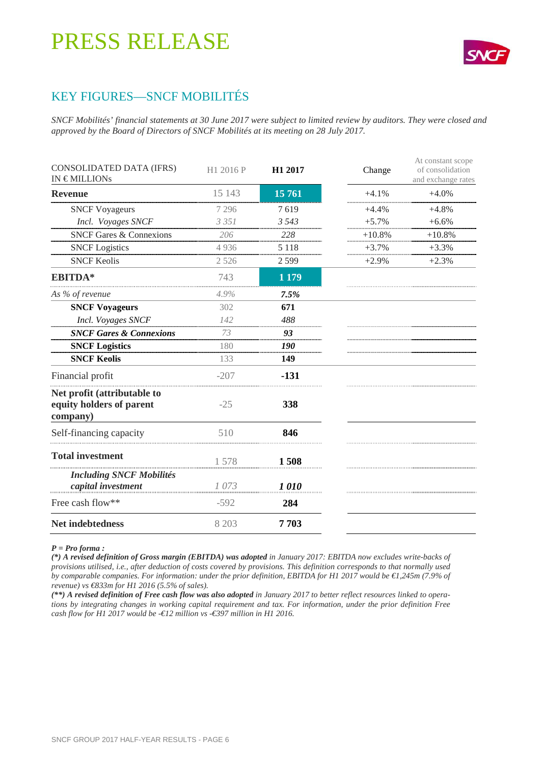# PRESS RELEASE

## KEY FIGURES—SNCF MOBILITÉS

*SNCF Mobilités' financial statements at 30 June 2017 were subject to limited review by auditors. They were closed and approved by the Board of Directors of SNCF Mobilités at its meeting on 28 July 2017.*

| CONSOLIDATED DATA (IFRS) IN € MILLIONs | H1 2016 P | H1 2017 | Change | At constant scope of consolidation and exchange rates |
|---|---|---|---|---|
| **Revenue** | 15 143 | **15 761** | +4.1% | +4.0% |
| SNCF Voyageurs | 7 296 | 7 619 | +4.4% | +4.8% |
| *Incl. Voyages SNCF* | *3 351* | *3 543* | +5.7% | +6.6% |
| SNCF Gares & Connexions | 206 | 228 | +10.8% | +10.8% |
| SNCF Logistics | 4 936 | 5 118 | +3.7% | +3.3% |
| SNCF Keolis | 2 526 | 2 599 | +2.9% | +2.3% |
| **EBITDA*** | 743 | **1 179** | | |
| *As % of revenue* | *4.9%* | ***7.5%*** | | |
| **SNCF Voyageurs** | 302 | **671** | | |
| *Incl. Voyages SNCF* | *142* | *488* | | |
| ***SNCF Gares & Connexions*** | *73* | ***93*** | | |
| **SNCF Logistics** | 180 | ***190*** | | |
| **SNCF Keolis** | 133 | **149** | | |
| Financial profit | -207 | **-131** | | |
| **Net profit (attributable to equity holders of parent company)** | -25 | **338** | | |
| Self-financing capacity | 510 | **846** | | |
| **Total investment** | 1 578 | **1 508** | | |
| ***Including SNCF Mobilités capital investment*** | *1 073* | ***1 010*** | | |
| Free cash flow** | -592 | **284** | | |
| **Net indebtedness** | 8 203 | **7 703** | | |

***P = Pro forma :***
***(\*) A revised definition of Gross margin (EBITDA) was adopted*** *in January 2017: EBITDA now excludes write-backs of provisions utilised, i.e., after deduction of costs covered by provisions. This definition corresponds to that normally used by comparable companies. For information: under the prior definition, EBITDA for H1 2017 would be €1,245m (7.9% of revenue) vs €833m for H1 2016 (5.5% of sales).*
***(\*\*) A revised definition of Free cash flow was also adopted*** *in January 2017 to better reflect resources linked to operations by integrating changes in working capital requirement and tax. For information, under the prior definition Free cash flow for H1 2017 would be -€12 million vs -€397 million in H1 2016.*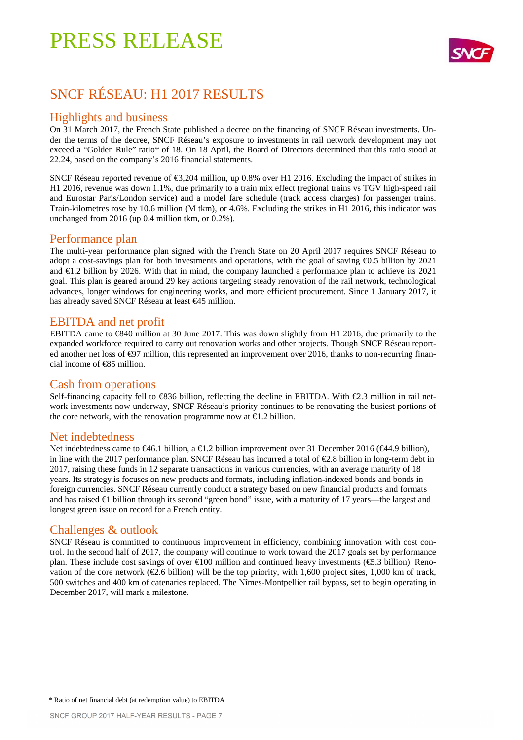# PRESS RELEASE

## SNCF RÉSEAU: H1 2017 RESULTS

### Highlights and business

On 31 March 2017, the French State published a decree on the financing of SNCF Réseau investments. Under the terms of the decree, SNCF Réseau's exposure to investments in rail network development may not exceed a "Golden Rule" ratio* of 18. On 18 April, the Board of Directors determined that this ratio stood at 22.24, based on the company's 2016 financial statements.

SNCF Réseau reported revenue of €3,204 million, up 0.8% over H1 2016. Excluding the impact of strikes in H1 2016, revenue was down 1.1%, due primarily to a train mix effect (regional trains vs TGV high-speed rail and Eurostar Paris/London service) and a model fare schedule (track access charges) for passenger trains. Train-kilometres rose by 10.6 million (M tkm), or 4.6%. Excluding the strikes in H1 2016, this indicator was unchanged from 2016 (up 0.4 million tkm, or 0.2%).

### Performance plan

The multi-year performance plan signed with the French State on 20 April 2017 requires SNCF Réseau to adopt a cost-savings plan for both investments and operations, with the goal of saving €0.5 billion by 2021 and €1.2 billion by 2026. With that in mind, the company launched a performance plan to achieve its 2021 goal. This plan is geared around 29 key actions targeting steady renovation of the rail network, technological advances, longer windows for engineering works, and more efficient procurement. Since 1 January 2017, it has already saved SNCF Réseau at least €45 million.

### EBITDA and net profit

EBITDA came to €840 million at 30 June 2017. This was down slightly from H1 2016, due primarily to the expanded workforce required to carry out renovation works and other projects. Though SNCF Réseau reported another net loss of €97 million, this represented an improvement over 2016, thanks to non-recurring financial income of €85 million.

### Cash from operations

Self-financing capacity fell to €836 billion, reflecting the decline in EBITDA. With €2.3 million in rail network investments now underway, SNCF Réseau's priority continues to be renovating the busiest portions of the core network, with the renovation programme now at €1.2 billion.

### Net indebtedness

Net indebtedness came to €46.1 billion, a €1.2 billion improvement over 31 December 2016 (€44.9 billion), in line with the 2017 performance plan. SNCF Réseau has incurred a total of €2.8 billion in long-term debt in 2017, raising these funds in 12 separate transactions in various currencies, with an average maturity of 18 years. Its strategy is focuses on new products and formats, including inflation-indexed bonds and bonds in foreign currencies. SNCF Réseau currently conduct a strategy based on new financial products and formats and has raised €1 billion through its second "green bond" issue, with a maturity of 17 years—the largest and longest green issue on record for a French entity.

### Challenges & outlook

SNCF Réseau is committed to continuous improvement in efficiency, combining innovation with cost control. In the second half of 2017, the company will continue to work toward the 2017 goals set by performance plan. These include cost savings of over €100 million and continued heavy investments (€5.3 billion). Renovation of the core network (€2.6 billion) will be the top priority, with 1,600 project sites, 1,000 km of track, 500 switches and 400 km of catenaries replaced. The Nîmes-Montpellier rail bypass, set to begin operating in December 2017, will mark a milestone.

\* Ratio of net financial debt (at redemption value) to EBITDA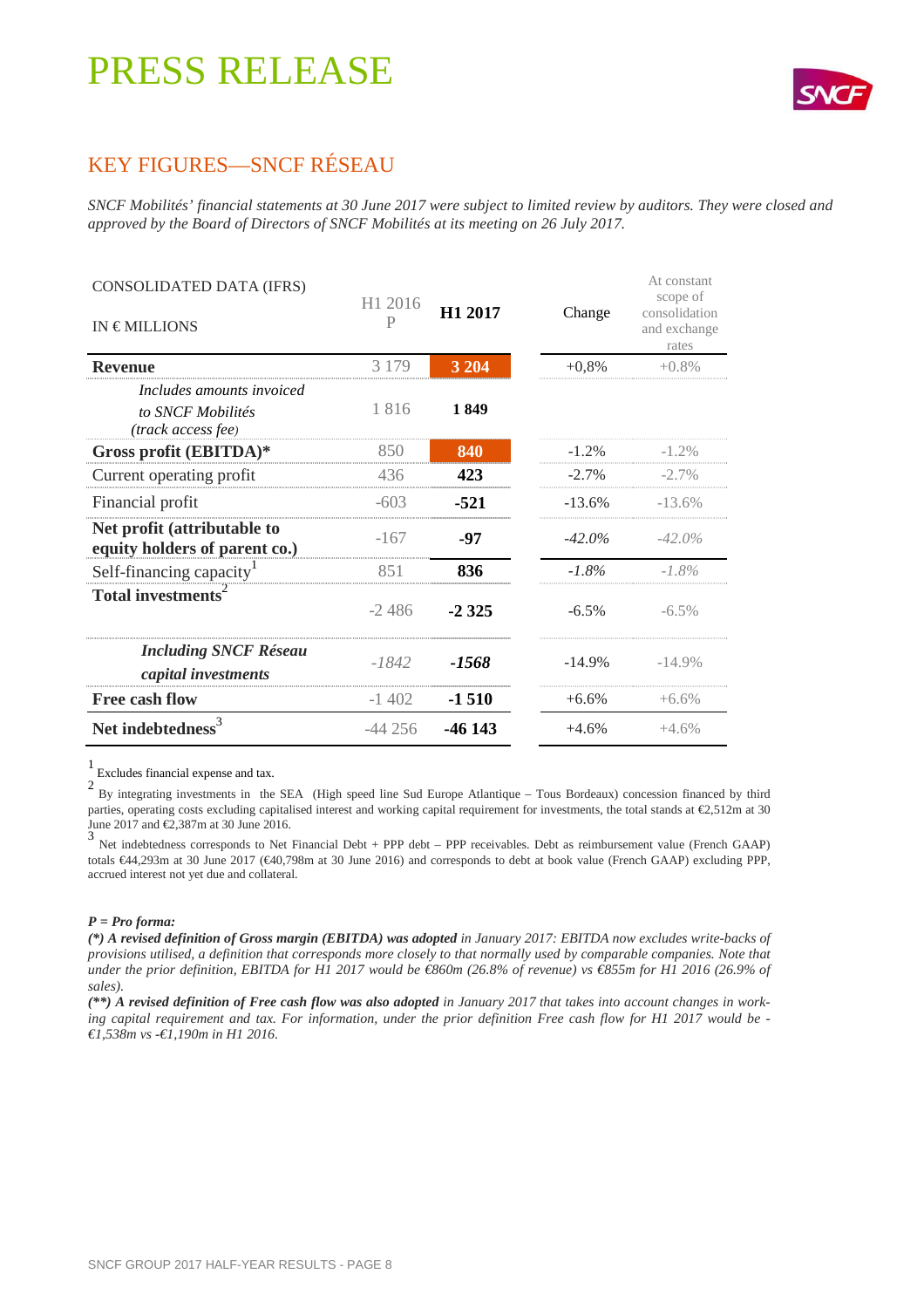# PRESS RELEASE

## KEY FIGURES—SNCF RÉSEAU

*SNCF Mobilités' financial statements at 30 June 2017 were subject to limited review by auditors. They were closed and approved by the Board of Directors of SNCF Mobilités at its meeting on 26 July 2017.*

| CONSOLIDATED DATA (IFRS) IN € MILLIONS | H1 2016 P | **H1 2017** | Change | At constant scope of consolidation and exchange rates |
|---|---|---|---|---|
| **Revenue** | 3 179 | **3 204** | +0,8% | +0.8% |
| *Includes amounts invoiced to SNCF Mobilités (track access fee)* | 1 816 | **1 849** | | |
| **Gross profit (EBITDA)*** | 850 | **840** | -1.2% | -1.2% |
| Current operating profit | 436 | **423** | -2.7% | -2.7% |
| Financial profit | -603 | **-521** | -13.6% | -13.6% |
| **Net profit (attributable to equity holders of parent co.)** | -167 | **-97** | *-42.0%* | *-42.0%* |
| Self-financing capacity[1] | 851 | **836** | *-1.8%* | *-1.8%* |
| **Total investments**[2] | -2 486 | **-2 325** | -6.5% | -6.5% |
| ***Including SNCF Réseau capital investments*** | *-1842* | ***-1568*** | -14.9% | -14.9% |
| **Free cash flow** | -1 402 | **-1 510** | +6.6% | +6.6% |
| **Net indebtedness**[3] | -44 256 | **-46 143** | +4.6% | +4.6% |

[1] Excludes financial expense and tax.

[2] By integrating investments in the SEA (High speed line Sud Europe Atlantique – Tous Bordeaux) concession financed by third parties, operating costs excluding capitalised interest and working capital requirement for investments, the total stands at €2,512m at 30 June 2017 and €2,387m at 30 June 2016.

[3] Net indebtedness corresponds to Net Financial Debt + PPP debt – PPP receivables. Debt as reimbursement value (French GAAP) totals €44,293m at 30 June 2017 (€40,798m at 30 June 2016) and corresponds to debt at book value (French GAAP) excluding PPP, accrued interest not yet due and collateral.

*P = Pro forma:*

***(\*) A revised definition of Gross margin (EBITDA) was adopted** in January 2017: EBITDA now excludes write-backs of provisions utilised, a definition that corresponds more closely to that normally used by comparable companies. Note that under the prior definition, EBITDA for H1 2017 would be €860m (26.8% of revenue) vs €855m for H1 2016 (26.9% of sales).*

***(\*\*) A revised definition of Free cash flow was also adopted** in January 2017 that takes into account changes in working capital requirement and tax. For information, under the prior definition Free cash flow for H1 2017 would be -€1,538m vs -€1,190m in H1 2016.*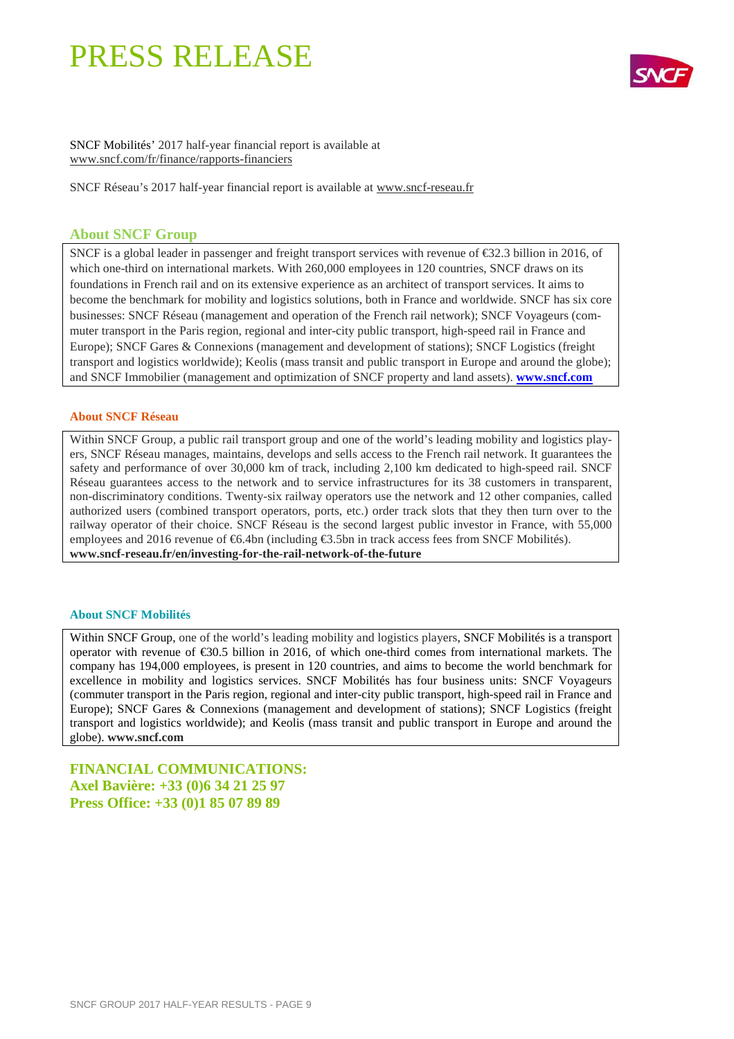# PRESS RELEASE

SNCF Mobilités' 2017 half-year financial report is available at www.sncf.com/fr/finance/rapports-financiers

SNCF Réseau's 2017 half-year financial report is available at www.sncf-reseau.fr

## About SNCF Group

SNCF is a global leader in passenger and freight transport services with revenue of €32.3 billion in 2016, of which one-third on international markets. With 260,000 employees in 120 countries, SNCF draws on its foundations in French rail and on its extensive experience as an architect of transport services. It aims to become the benchmark for mobility and logistics solutions, both in France and worldwide. SNCF has six core businesses: SNCF Réseau (management and operation of the French rail network); SNCF Voyageurs (commuter transport in the Paris region, regional and inter-city public transport, high-speed rail in France and Europe); SNCF Gares & Connexions (management and development of stations); SNCF Logistics (freight transport and logistics worldwide); Keolis (mass transit and public transport in Europe and around the globe); and SNCF Immobilier (management and optimization of SNCF property and land assets). **www.sncf.com**

### About SNCF Réseau

Within SNCF Group, a public rail transport group and one of the world's leading mobility and logistics players, SNCF Réseau manages, maintains, develops and sells access to the French rail network. It guarantees the safety and performance of over 30,000 km of track, including 2,100 km dedicated to high-speed rail. SNCF Réseau guarantees access to the network and to service infrastructures for its 38 customers in transparent, non-discriminatory conditions. Twenty-six railway operators use the network and 12 other companies, called authorized users (combined transport operators, ports, etc.) order track slots that they then turn over to the railway operator of their choice. SNCF Réseau is the second largest public investor in France, with 55,000 employees and 2016 revenue of €6.4bn (including €3.5bn in track access fees from SNCF Mobilités).
**www.sncf-reseau.fr/en/investing-for-the-rail-network-of-the-future**

### About SNCF Mobilités

Within SNCF Group, one of the world's leading mobility and logistics players, SNCF Mobilités is a transport operator with revenue of €30.5 billion in 2016, of which one-third comes from international markets. The company has 194,000 employees, is present in 120 countries, and aims to become the world benchmark for excellence in mobility and logistics services. SNCF Mobilités has four business units: SNCF Voyageurs (commuter transport in the Paris region, regional and inter-city public transport, high-speed rail in France and Europe); SNCF Gares & Connexions (management and development of stations); SNCF Logistics (freight transport and logistics worldwide); and Keolis (mass transit and public transport in Europe and around the globe). **www.sncf.com**

**FINANCIAL COMMUNICATIONS:**
**Axel Bavière: +33 (0)6 34 21 25 97**
**Press Office: +33 (0)1 85 07 89 89**